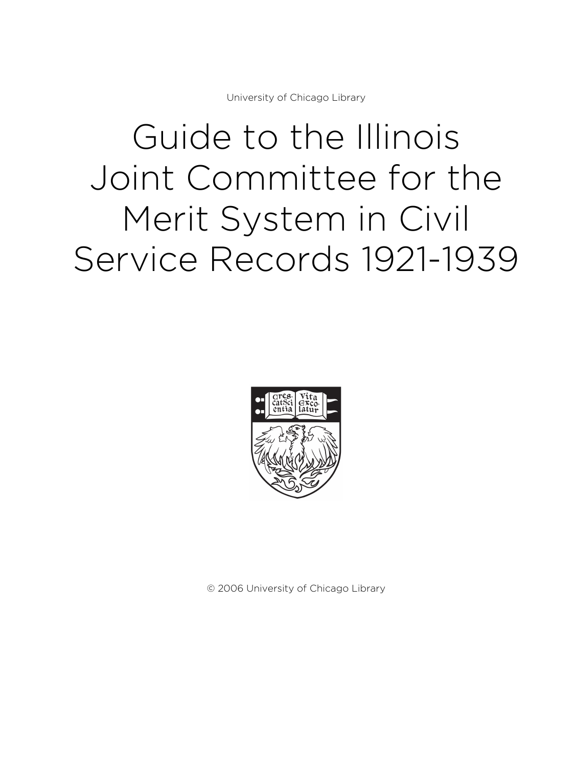University of Chicago Library

# Guide to the Illinois Joint Committee for the Merit System in Civil Service Records 1921-1939

© 2006 University of Chicago Library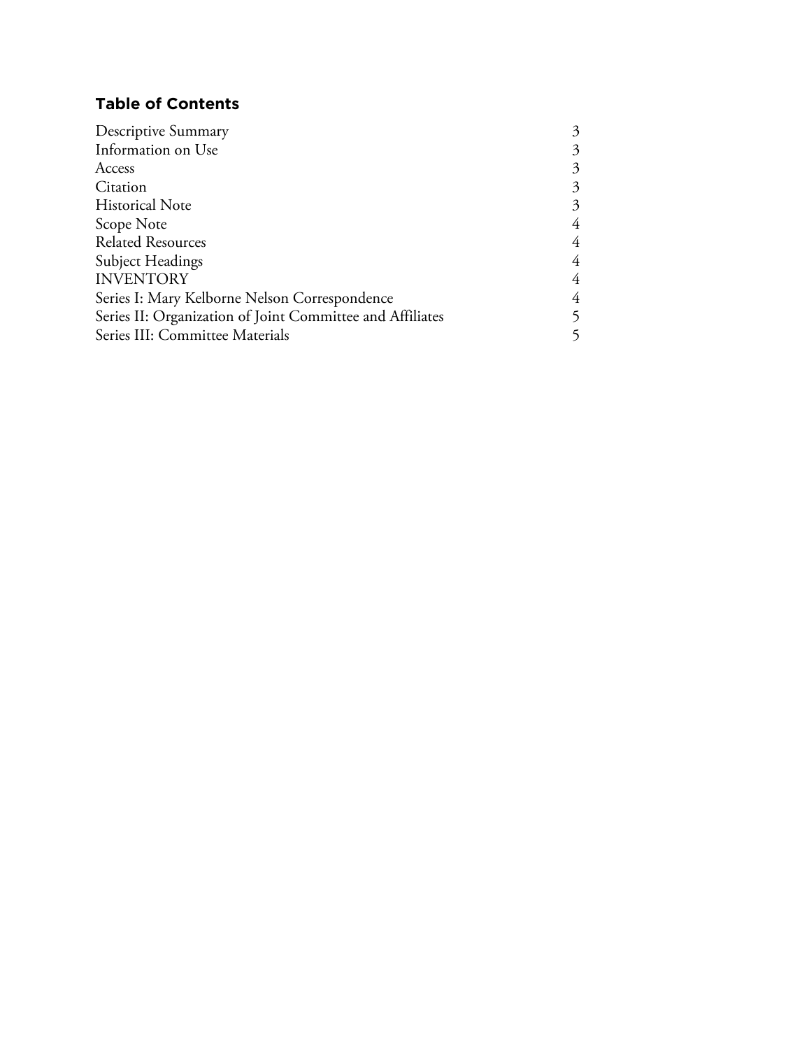## Table of Contents

| | |
|---|---|
| Descriptive Summary | 3 |
| Information on Use | 3 |
| Access | 3 |
| Citation | 3 |
| Historical Note | 3 |
| Scope Note | 4 |
| Related Resources | 4 |
| Subject Headings | 4 |
| INVENTORY | 4 |
| Series I: Mary Kelborne Nelson Correspondence | 4 |
| Series II: Organization of Joint Committee and Affiliates | 5 |
| Series III: Committee Materials | 5 |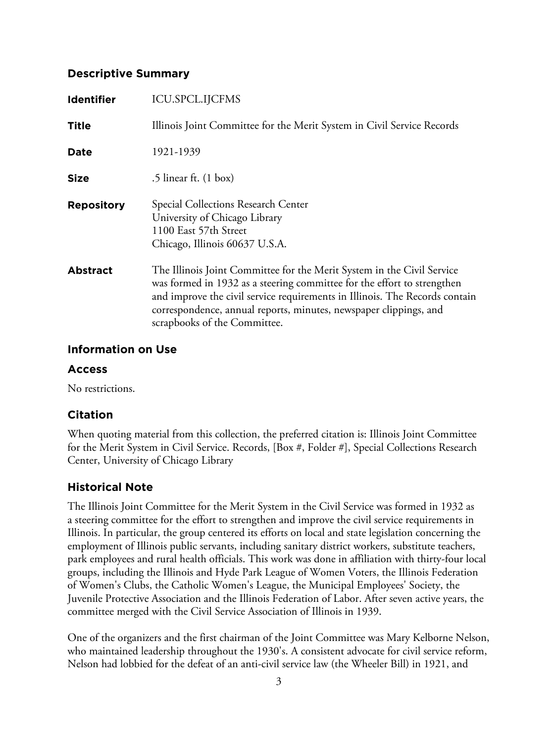## Descriptive Summary

| | |
|---|---|
| **Identifier** | ICU.SPCL.IJCFMS |
| **Title** | Illinois Joint Committee for the Merit System in Civil Service Records |
| **Date** | 1921-1939 |
| **Size** | .5 linear ft. (1 box) |
| **Repository** | Special Collections Research Center<br>University of Chicago Library<br>1100 East 57th Street<br>Chicago, Illinois 60637 U.S.A. |
| **Abstract** | The Illinois Joint Committee for the Merit System in the Civil Service was formed in 1932 as a steering committee for the effort to strengthen and improve the civil service requirements in Illinois. The Records contain correspondence, annual reports, minutes, newspaper clippings, and scrapbooks of the Committee. |

## Information on Use

### Access

No restrictions.

### Citation

When quoting material from this collection, the preferred citation is: Illinois Joint Committee for the Merit System in Civil Service. Records, [Box #, Folder #], Special Collections Research Center, University of Chicago Library

## Historical Note

The Illinois Joint Committee for the Merit System in the Civil Service was formed in 1932 as a steering committee for the effort to strengthen and improve the civil service requirements in Illinois. In particular, the group centered its efforts on local and state legislation concerning the employment of Illinois public servants, including sanitary district workers, substitute teachers, park employees and rural health officials. This work was done in affiliation with thirty-four local groups, including the Illinois and Hyde Park League of Women Voters, the Illinois Federation of Women's Clubs, the Catholic Women's League, the Municipal Employees' Society, the Juvenile Protective Association and the Illinois Federation of Labor. After seven active years, the committee merged with the Civil Service Association of Illinois in 1939.

One of the organizers and the first chairman of the Joint Committee was Mary Kelborne Nelson, who maintained leadership throughout the 1930's. A consistent advocate for civil service reform, Nelson had lobbied for the defeat of an anti-civil service law (the Wheeler Bill) in 1921, and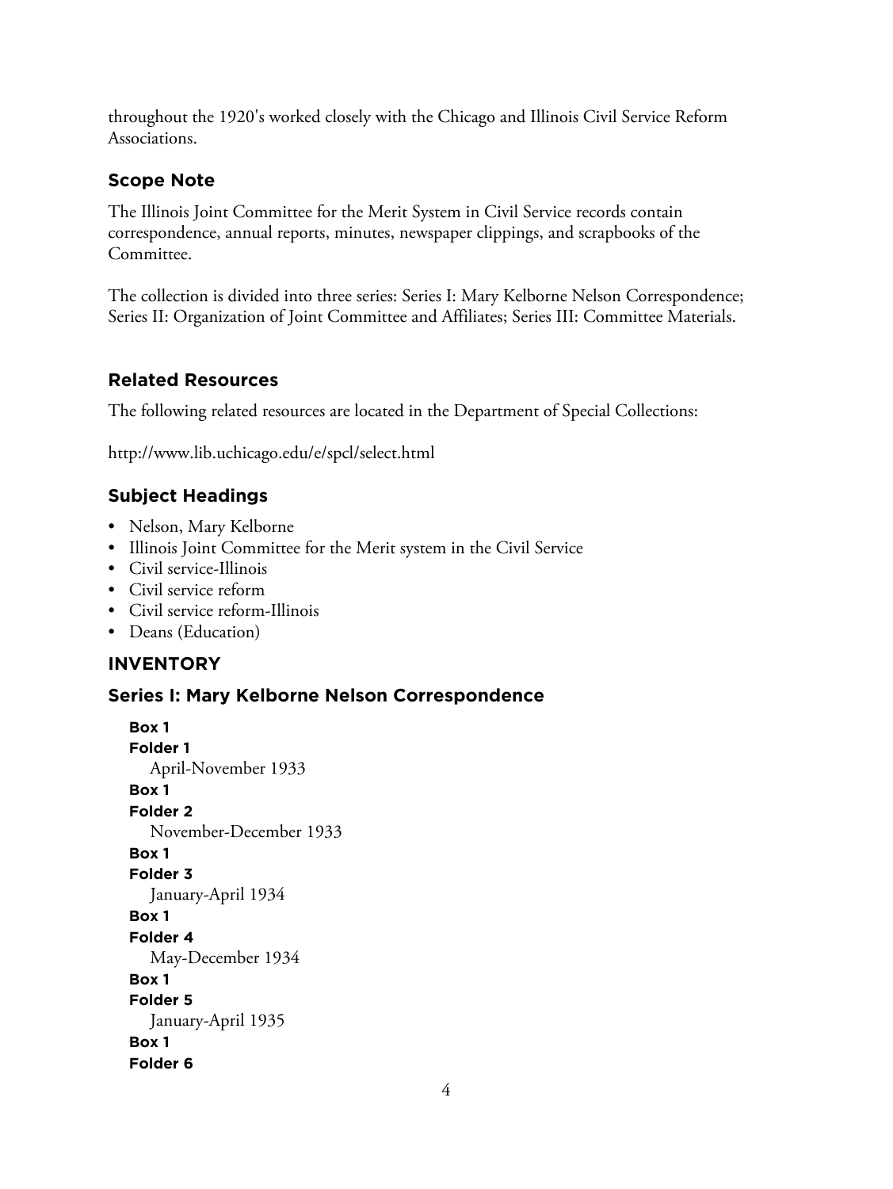throughout the 1920's worked closely with the Chicago and Illinois Civil Service Reform Associations.

## Scope Note

The Illinois Joint Committee for the Merit System in Civil Service records contain correspondence, annual reports, minutes, newspaper clippings, and scrapbooks of the Committee.

The collection is divided into three series: Series I: Mary Kelborne Nelson Correspondence; Series II: Organization of Joint Committee and Affiliates; Series III: Committee Materials.

## Related Resources

The following related resources are located in the Department of Special Collections:

http://www.lib.uchicago.edu/e/spcl/select.html

## Subject Headings

- Nelson, Mary Kelborne
- Illinois Joint Committee for the Merit system in the Civil Service
- Civil service-Illinois
- Civil service reform
- Civil service reform-Illinois
- Deans (Education)

## INVENTORY

### Series I: Mary Kelborne Nelson Correspondence

**Box 1**
**Folder 1**
April-November 1933

**Box 1**
**Folder 2**
November-December 1933

**Box 1**
**Folder 3**
January-April 1934

**Box 1**
**Folder 4**
May-December 1934

**Box 1**
**Folder 5**
January-April 1935

**Box 1**
**Folder 6**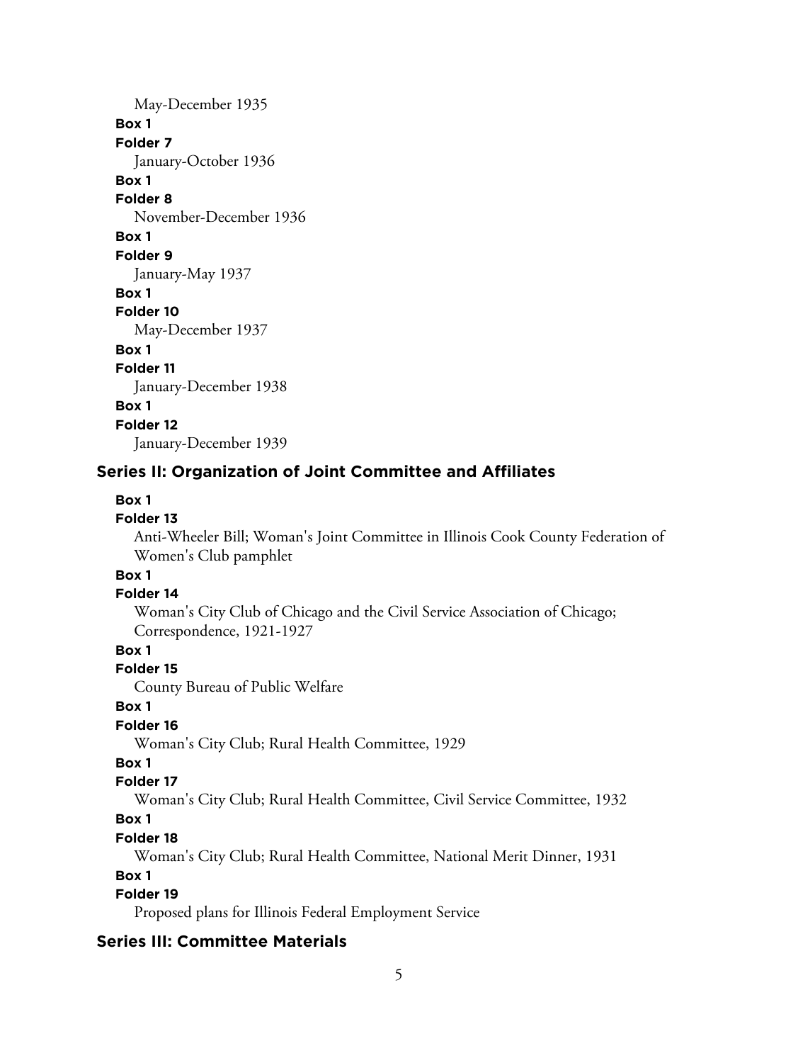May-December 1935

**Box 1**

**Folder 7**

January-October 1936

**Box 1**

**Folder 8**

November-December 1936

**Box 1**

**Folder 9**

January-May 1937

**Box 1**

**Folder 10**

May-December 1937

**Box 1**

**Folder 11**

January-December 1938

**Box 1**

**Folder 12**

January-December 1939

## Series II: Organization of Joint Committee and Affiliates

**Box 1**

**Folder 13**

Anti-Wheeler Bill; Woman's Joint Committee in Illinois Cook County Federation of Women's Club pamphlet

**Box 1**

**Folder 14**

Woman's City Club of Chicago and the Civil Service Association of Chicago; Correspondence, 1921-1927

**Box 1**

**Folder 15**

County Bureau of Public Welfare

**Box 1**

**Folder 16**

Woman's City Club; Rural Health Committee, 1929

**Box 1**

**Folder 17**

Woman's City Club; Rural Health Committee, Civil Service Committee, 1932

**Box 1**

**Folder 18**

Woman's City Club; Rural Health Committee, National Merit Dinner, 1931

**Box 1**

**Folder 19**

Proposed plans for Illinois Federal Employment Service

## Series III: Committee Materials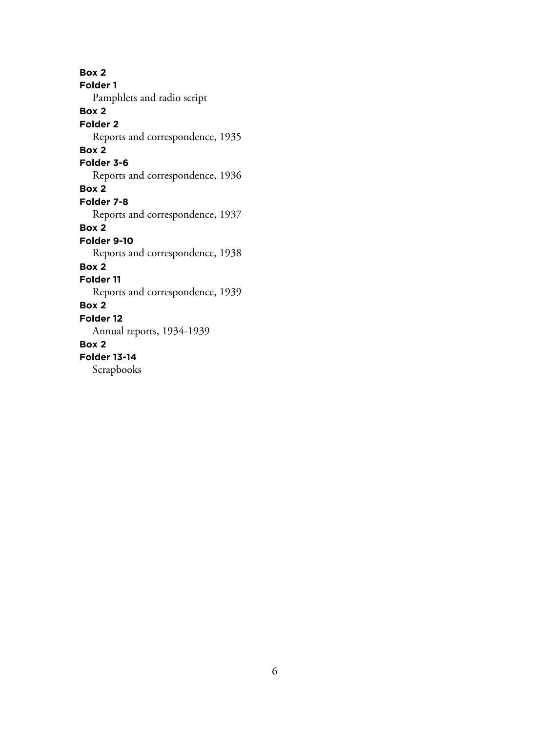**Box 2**
**Folder 1**
Pamphlets and radio script

**Box 2**
**Folder 2**
Reports and correspondence, 1935

**Box 2**
**Folder 3-6**
Reports and correspondence, 1936

**Box 2**
**Folder 7-8**
Reports and correspondence, 1937

**Box 2**
**Folder 9-10**
Reports and correspondence, 1938

**Box 2**
**Folder 11**
Reports and correspondence, 1939

**Box 2**
**Folder 12**
Annual reports, 1934-1939

**Box 2**
**Folder 13-14**
Scrapbooks